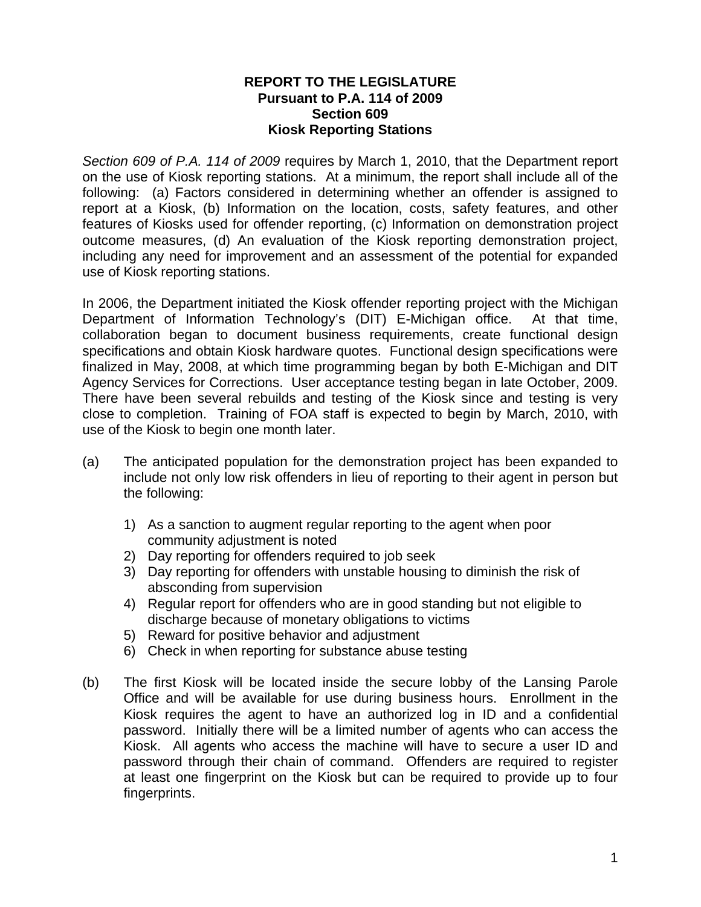# REPORT TO THE LEGISLATURE
## Pursuant to P.A. 114 of 2009
## Section 609
## Kiosk Reporting Stations

*Section 609 of P.A. 114 of 2009* requires by March 1, 2010, that the Department report on the use of Kiosk reporting stations. At a minimum, the report shall include all of the following: (a) Factors considered in determining whether an offender is assigned to report at a Kiosk, (b) Information on the location, costs, safety features, and other features of Kiosks used for offender reporting, (c) Information on demonstration project outcome measures, (d) An evaluation of the Kiosk reporting demonstration project, including any need for improvement and an assessment of the potential for expanded use of Kiosk reporting stations.

In 2006, the Department initiated the Kiosk offender reporting project with the Michigan Department of Information Technology's (DIT) E-Michigan office. At that time, collaboration began to document business requirements, create functional design specifications and obtain Kiosk hardware quotes. Functional design specifications were finalized in May, 2008, at which time programming began by both E-Michigan and DIT Agency Services for Corrections. User acceptance testing began in late October, 2009. There have been several rebuilds and testing of the Kiosk since and testing is very close to completion. Training of FOA staff is expected to begin by March, 2010, with use of the Kiosk to begin one month later.

(a) The anticipated population for the demonstration project has been expanded to include not only low risk offenders in lieu of reporting to their agent in person but the following:

1) As a sanction to augment regular reporting to the agent when poor community adjustment is noted
2) Day reporting for offenders required to job seek
3) Day reporting for offenders with unstable housing to diminish the risk of absconding from supervision
4) Regular report for offenders who are in good standing but not eligible to discharge because of monetary obligations to victims
5) Reward for positive behavior and adjustment
6) Check in when reporting for substance abuse testing

(b) The first Kiosk will be located inside the secure lobby of the Lansing Parole Office and will be available for use during business hours. Enrollment in the Kiosk requires the agent to have an authorized log in ID and a confidential password. Initially there will be a limited number of agents who can access the Kiosk. All agents who access the machine will have to secure a user ID and password through their chain of command. Offenders are required to register at least one fingerprint on the Kiosk but can be required to provide up to four fingerprints.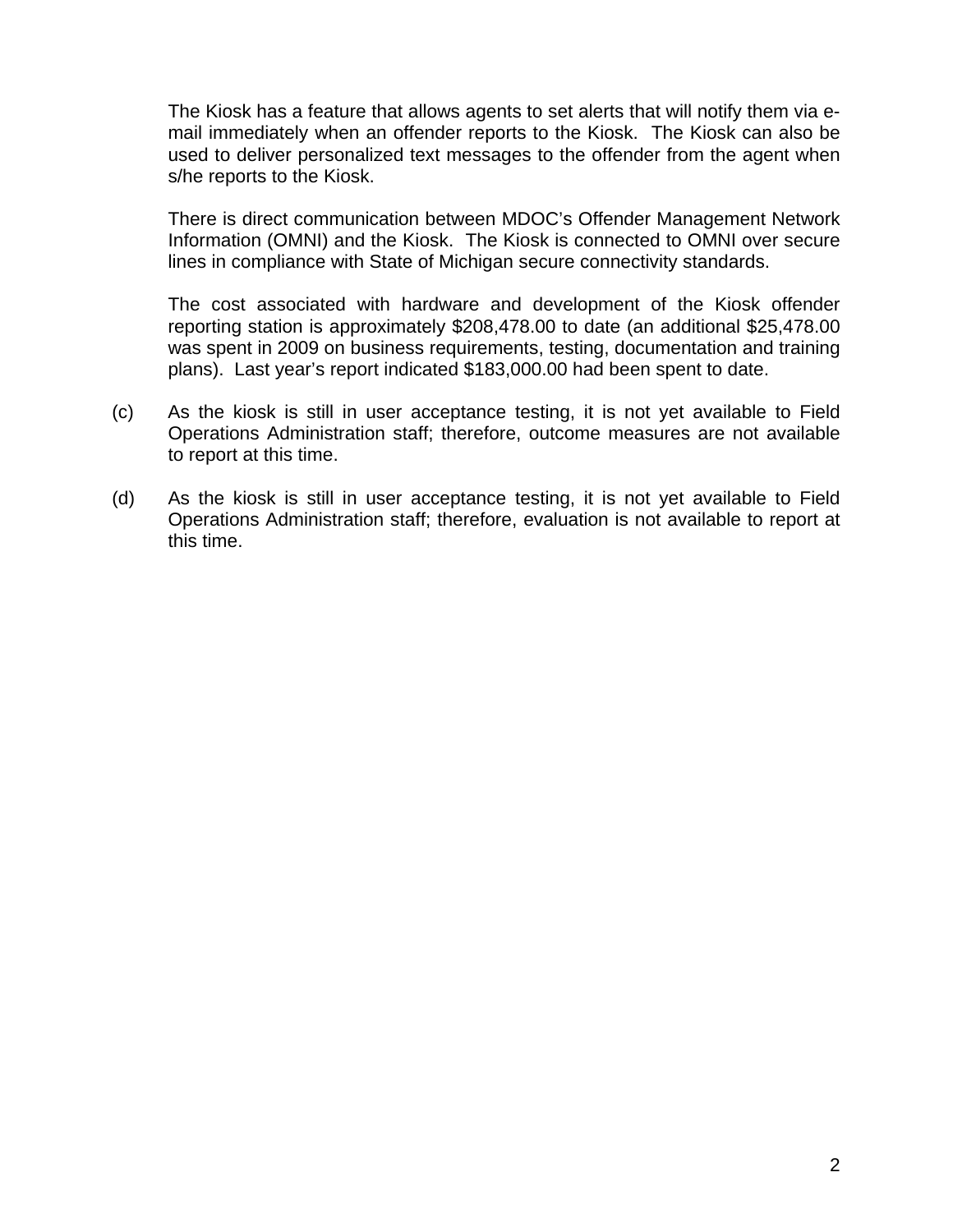The Kiosk has a feature that allows agents to set alerts that will notify them via e-mail immediately when an offender reports to the Kiosk. The Kiosk can also be used to deliver personalized text messages to the offender from the agent when s/he reports to the Kiosk.

There is direct communication between MDOC's Offender Management Network Information (OMNI) and the Kiosk. The Kiosk is connected to OMNI over secure lines in compliance with State of Michigan secure connectivity standards.

The cost associated with hardware and development of the Kiosk offender reporting station is approximately $208,478.00 to date (an additional $25,478.00 was spent in 2009 on business requirements, testing, documentation and training plans). Last year's report indicated $183,000.00 had been spent to date.

(c) As the kiosk is still in user acceptance testing, it is not yet available to Field Operations Administration staff; therefore, outcome measures are not available to report at this time.

(d) As the kiosk is still in user acceptance testing, it is not yet available to Field Operations Administration staff; therefore, evaluation is not available to report at this time.